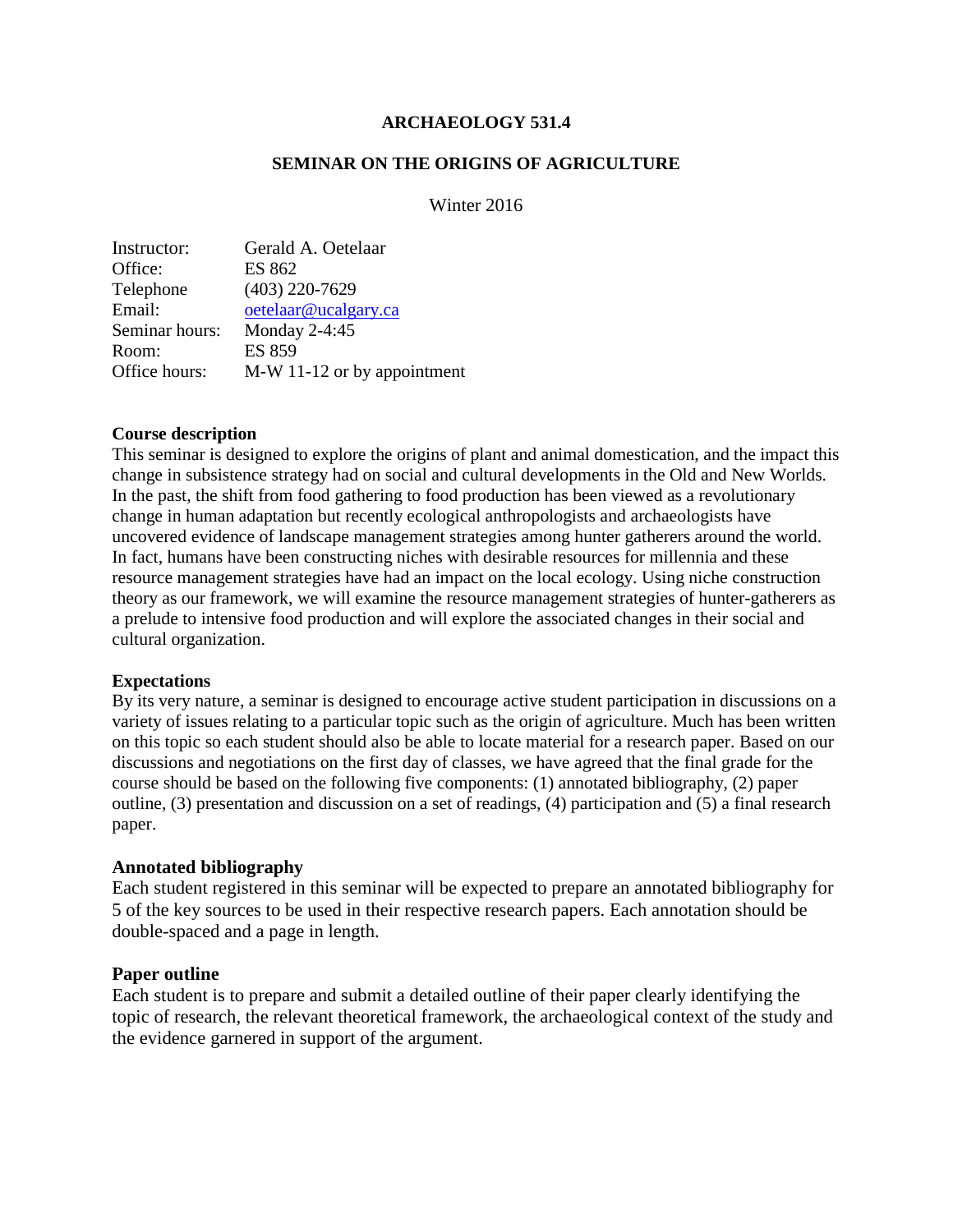# ARCHAEOLOGY 531.4

## SEMINAR ON THE ORIGINS OF AGRICULTURE

Winter 2016

| | |
|---|---|
| Instructor: | Gerald A. Oetelaar |
| Office: | ES 862 |
| Telephone | (403) 220-7629 |
| Email: | oetelaar@ucalgary.ca |
| Seminar hours: | Monday 2-4:45 |
| Room: | ES 859 |
| Office hours: | M-W 11-12 or by appointment |

### Course description

This seminar is designed to explore the origins of plant and animal domestication, and the impact this change in subsistence strategy had on social and cultural developments in the Old and New Worlds. In the past, the shift from food gathering to food production has been viewed as a revolutionary change in human adaptation but recently ecological anthropologists and archaeologists have uncovered evidence of landscape management strategies among hunter gatherers around the world. In fact, humans have been constructing niches with desirable resources for millennia and these resource management strategies have had an impact on the local ecology. Using niche construction theory as our framework, we will examine the resource management strategies of hunter-gatherers as a prelude to intensive food production and will explore the associated changes in their social and cultural organization.

### Expectations

By its very nature, a seminar is designed to encourage active student participation in discussions on a variety of issues relating to a particular topic such as the origin of agriculture. Much has been written on this topic so each student should also be able to locate material for a research paper. Based on our discussions and negotiations on the first day of classes, we have agreed that the final grade for the course should be based on the following five components: (1) annotated bibliography, (2) paper outline, (3) presentation and discussion on a set of readings, (4) participation and (5) a final research paper.

### Annotated bibliography

Each student registered in this seminar will be expected to prepare an annotated bibliography for 5 of the key sources to be used in their respective research papers. Each annotation should be double-spaced and a page in length.

### Paper outline

Each student is to prepare and submit a detailed outline of their paper clearly identifying the topic of research, the relevant theoretical framework, the archaeological context of the study and the evidence garnered in support of the argument.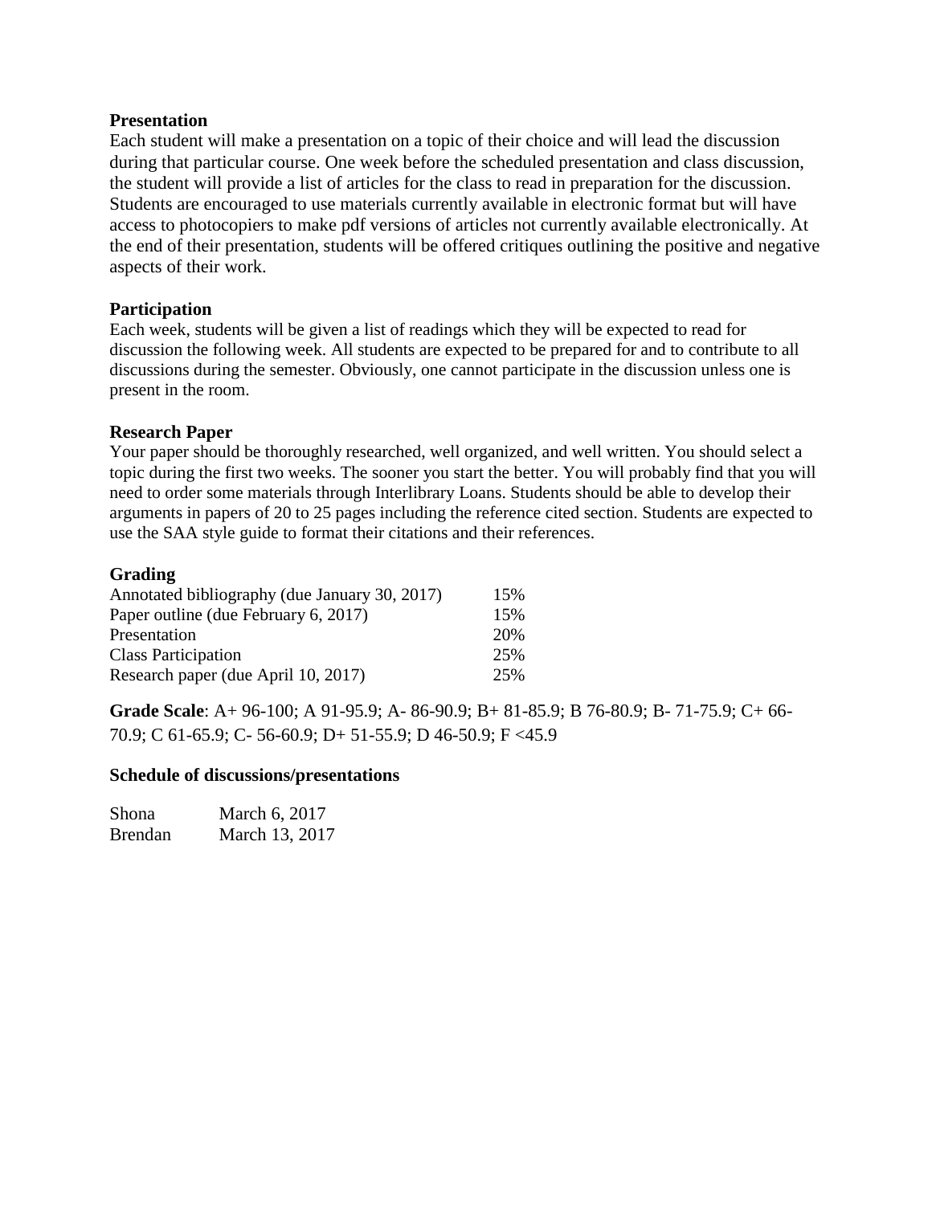### Presentation

Each student will make a presentation on a topic of their choice and will lead the discussion during that particular course. One week before the scheduled presentation and class discussion, the student will provide a list of articles for the class to read in preparation for the discussion. Students are encouraged to use materials currently available in electronic format but will have access to photocopiers to make pdf versions of articles not currently available electronically. At the end of their presentation, students will be offered critiques outlining the positive and negative aspects of their work.

### Participation

Each week, students will be given a list of readings which they will be expected to read for discussion the following week. All students are expected to be prepared for and to contribute to all discussions during the semester. Obviously, one cannot participate in the discussion unless one is present in the room.

### Research Paper

Your paper should be thoroughly researched, well organized, and well written. You should select a topic during the first two weeks. The sooner you start the better. You will probably find that you will need to order some materials through Interlibrary Loans. Students should be able to develop their arguments in papers of 20 to 25 pages including the reference cited section. Students are expected to use the SAA style guide to format their citations and their references.

### Grading

| | |
|---|---|
| Annotated bibliography (due January 30, 2017) | 15% |
| Paper outline (due February 6, 2017) | 15% |
| Presentation | 20% |
| Class Participation | 25% |
| Research paper (due April 10, 2017) | 25% |

**Grade Scale**: A+ 96-100; A 91-95.9; A- 86-90.9; B+ 81-85.9; B 76-80.9; B- 71-75.9; C+ 66-70.9; C 61-65.9; C- 56-60.9; D+ 51-55.9; D 46-50.9; F <45.9

### Schedule of discussions/presentations

| | |
|---|---|
| Shona | March 6, 2017 |
| Brendan | March 13, 2017 |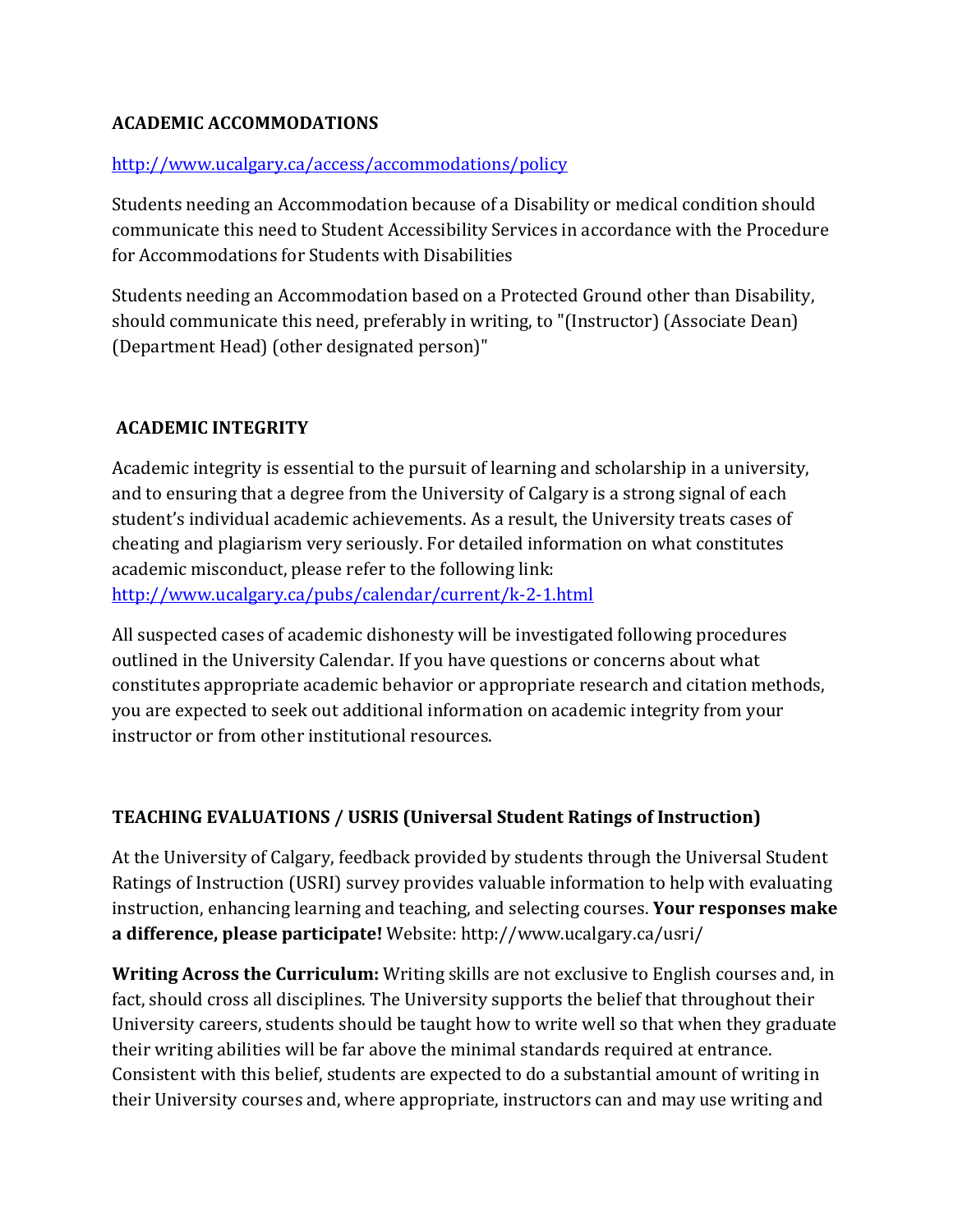**ACADEMIC ACCOMMODATIONS**

http://www.ucalgary.ca/access/accommodations/policy

Students needing an Accommodation because of a Disability or medical condition should communicate this need to Student Accessibility Services in accordance with the Procedure for Accommodations for Students with Disabilities

Students needing an Accommodation based on a Protected Ground other than Disability, should communicate this need, preferably in writing, to "(Instructor) (Associate Dean) (Department Head) (other designated person)"

**ACADEMIC INTEGRITY**

Academic integrity is essential to the pursuit of learning and scholarship in a university, and to ensuring that a degree from the University of Calgary is a strong signal of each student's individual academic achievements. As a result, the University treats cases of cheating and plagiarism very seriously. For detailed information on what constitutes academic misconduct, please refer to the following link: http://www.ucalgary.ca/pubs/calendar/current/k-2-1.html

All suspected cases of academic dishonesty will be investigated following procedures outlined in the University Calendar. If you have questions or concerns about what constitutes appropriate academic behavior or appropriate research and citation methods, you are expected to seek out additional information on academic integrity from your instructor or from other institutional resources.

**TEACHING EVALUATIONS / USRIS (Universal Student Ratings of Instruction)**

At the University of Calgary, feedback provided by students through the Universal Student Ratings of Instruction (USRI) survey provides valuable information to help with evaluating instruction, enhancing learning and teaching, and selecting courses. **Your responses make a difference, please participate!** Website: http://www.ucalgary.ca/usri/

**Writing Across the Curriculum:** Writing skills are not exclusive to English courses and, in fact, should cross all disciplines. The University supports the belief that throughout their University careers, students should be taught how to write well so that when they graduate their writing abilities will be far above the minimal standards required at entrance. Consistent with this belief, students are expected to do a substantial amount of writing in their University courses and, where appropriate, instructors can and may use writing and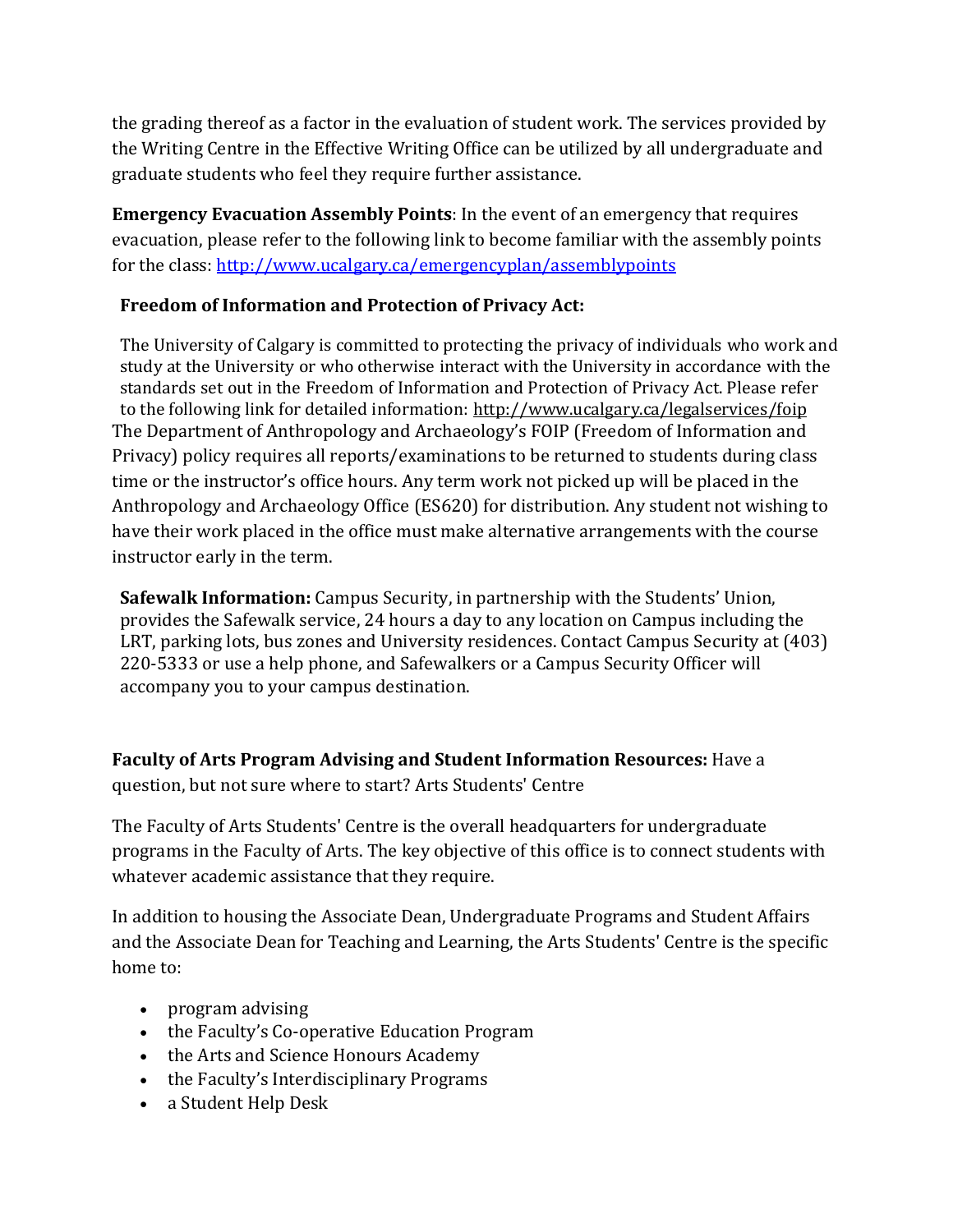the grading thereof as a factor in the evaluation of student work. The services provided by the Writing Centre in the Effective Writing Office can be utilized by all undergraduate and graduate students who feel they require further assistance.

**Emergency Evacuation Assembly Points**: In the event of an emergency that requires evacuation, please refer to the following link to become familiar with the assembly points for the class: http://www.ucalgary.ca/emergencyplan/assemblypoints

**Freedom of Information and Protection of Privacy Act:**

The University of Calgary is committed to protecting the privacy of individuals who work and study at the University or who otherwise interact with the University in accordance with the standards set out in the Freedom of Information and Protection of Privacy Act. Please refer to the following link for detailed information: http://www.ucalgary.ca/legalservices/foip
The Department of Anthropology and Archaeology's FOIP (Freedom of Information and Privacy) policy requires all reports/examinations to be returned to students during class time or the instructor's office hours. Any term work not picked up will be placed in the Anthropology and Archaeology Office (ES620) for distribution. Any student not wishing to have their work placed in the office must make alternative arrangements with the course instructor early in the term.

**Safewalk Information:** Campus Security, in partnership with the Students' Union, provides the Safewalk service, 24 hours a day to any location on Campus including the LRT, parking lots, bus zones and University residences. Contact Campus Security at (403) 220-5333 or use a help phone, and Safewalkers or a Campus Security Officer will accompany you to your campus destination.

**Faculty of Arts Program Advising and Student Information Resources:** Have a question, but not sure where to start? Arts Students' Centre

The Faculty of Arts Students' Centre is the overall headquarters for undergraduate programs in the Faculty of Arts. The key objective of this office is to connect students with whatever academic assistance that they require.

In addition to housing the Associate Dean, Undergraduate Programs and Student Affairs and the Associate Dean for Teaching and Learning, the Arts Students' Centre is the specific home to:

- program advising
- the Faculty's Co-operative Education Program
- the Arts and Science Honours Academy
- the Faculty's Interdisciplinary Programs
- a Student Help Desk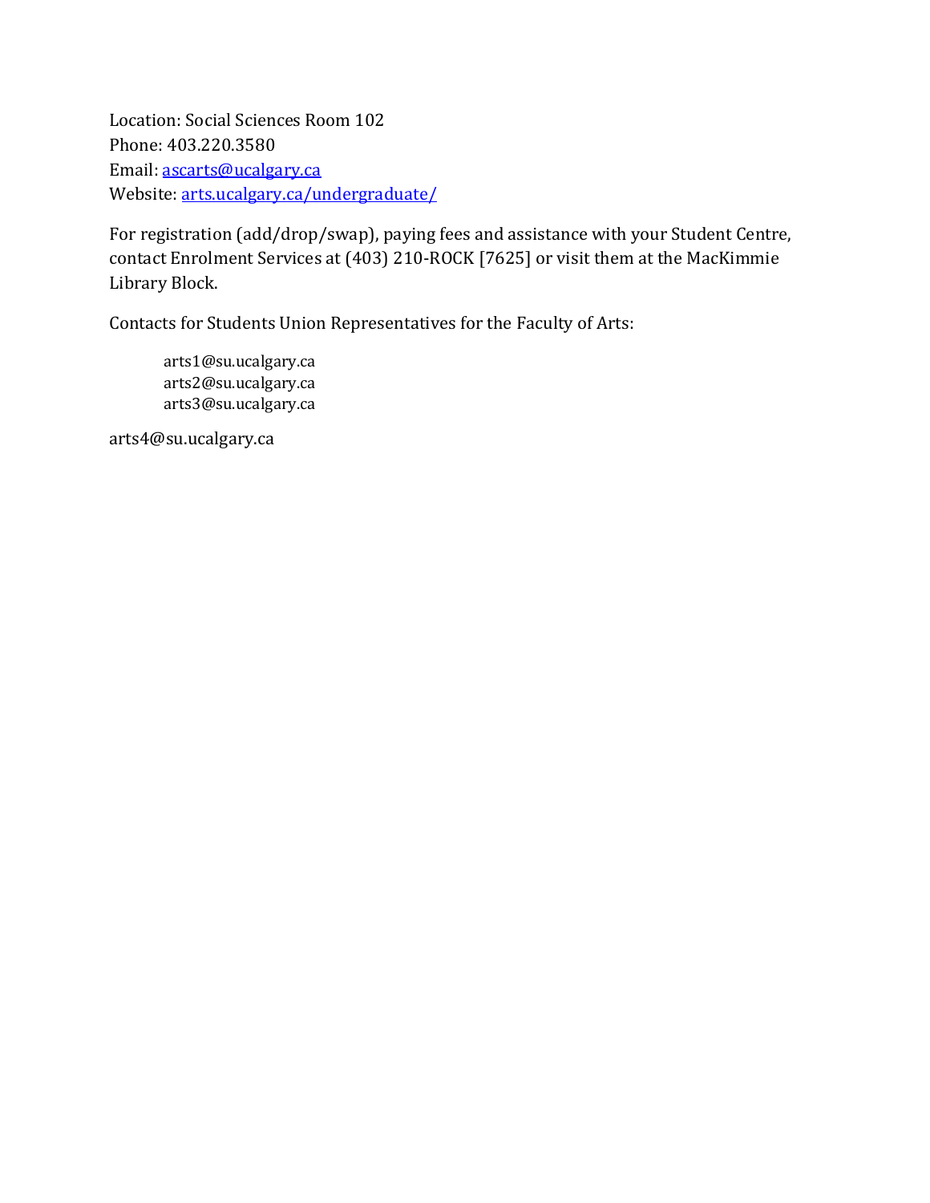Location: Social Sciences Room 102
Phone: 403.220.3580
Email: [ascarts@ucalgary.ca](mailto:ascarts@ucalgary.ca)
Website: [arts.ucalgary.ca/undergraduate/](arts.ucalgary.ca/undergraduate/)

For registration (add/drop/swap), paying fees and assistance with your Student Centre, contact Enrolment Services at (403) 210-ROCK [7625] or visit them at the MacKimmie Library Block.

Contacts for Students Union Representatives for the Faculty of Arts:

> arts1@su.ucalgary.ca
> arts2@su.ucalgary.ca
> arts3@su.ucalgary.ca

arts4@su.ucalgary.ca